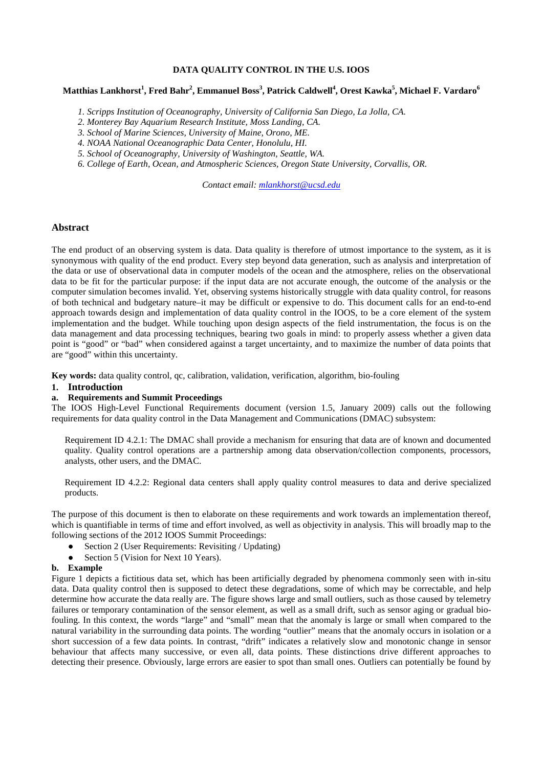# DATA QUALITY CONTROL IN THE U.S. IOOS

**Matthias Lankhorst[1], Fred Bahr[2], Emmanuel Boss[3], Patrick Caldwell[4], Orest Kawka[5], Michael F. Vardaro[6]**

1. *Scripps Institution of Oceanography, University of California San Diego, La Jolla, CA.*
2. *Monterey Bay Aquarium Research Institute, Moss Landing, CA.*
3. *School of Marine Sciences, University of Maine, Orono, ME.*
4. *NOAA National Oceanographic Data Center, Honolulu, HI.*
5. *School of Oceanography, University of Washington, Seattle, WA.*
6. *College of Earth, Ocean, and Atmospheric Sciences, Oregon State University, Corvallis, OR.*

*Contact email: mlankhorst@ucsd.edu*

## Abstract

The end product of an observing system is data. Data quality is therefore of utmost importance to the system, as it is synonymous with quality of the end product. Every step beyond data generation, such as analysis and interpretation of the data or use of observational data in computer models of the ocean and the atmosphere, relies on the observational data to be fit for the particular purpose: if the input data are not accurate enough, the outcome of the analysis or the computer simulation becomes invalid. Yet, observing systems historically struggle with data quality control, for reasons of both technical and budgetary nature–it may be difficult or expensive to do. This document calls for an end-to-end approach towards design and implementation of data quality control in the IOOS, to be a core element of the system implementation and the budget. While touching upon design aspects of the field instrumentation, the focus is on the data management and data processing techniques, bearing two goals in mind: to properly assess whether a given data point is "good" or "bad" when considered against a target uncertainty, and to maximize the number of data points that are "good" within this uncertainty.

**Key words:** data quality control, qc, calibration, validation, verification, algorithm, bio-fouling

## 1. Introduction

### a. Requirements and Summit Proceedings

The IOOS High-Level Functional Requirements document (version 1.5, January 2009) calls out the following requirements for data quality control in the Data Management and Communications (DMAC) subsystem:

> Requirement ID 4.2.1: The DMAC shall provide a mechanism for ensuring that data are of known and documented quality. Quality control operations are a partnership among data observation/collection components, processors, analysts, other users, and the DMAC.
>
> Requirement ID 4.2.2: Regional data centers shall apply quality control measures to data and derive specialized products.

The purpose of this document is then to elaborate on these requirements and work towards an implementation thereof, which is quantifiable in terms of time and effort involved, as well as objectivity in analysis. This will broadly map to the following sections of the 2012 IOOS Summit Proceedings:

- Section 2 (User Requirements: Revisiting / Updating)
- Section 5 (Vision for Next 10 Years).

### b. Example

Figure 1 depicts a fictitious data set, which has been artificially degraded by phenomena commonly seen with in-situ data. Data quality control then is supposed to detect these degradations, some of which may be correctable, and help determine how accurate the data really are. The figure shows large and small outliers, such as those caused by telemetry failures or temporary contamination of the sensor element, as well as a small drift, such as sensor aging or gradual bio-fouling. In this context, the words "large" and "small" mean that the anomaly is large or small when compared to the natural variability in the surrounding data points. The wording "outlier" means that the anomaly occurs in isolation or a short succession of a few data points. In contrast, "drift" indicates a relatively slow and monotonic change in sensor behaviour that affects many successive, or even all, data points. These distinctions drive different approaches to detecting their presence. Obviously, large errors are easier to spot than small ones. Outliers can potentially be found by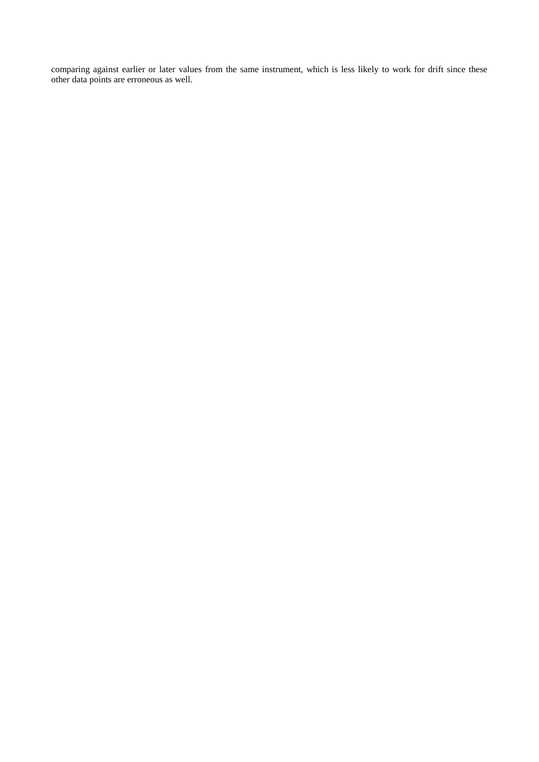comparing against earlier or later values from the same instrument, which is less likely to work for drift since these other data points are erroneous as well.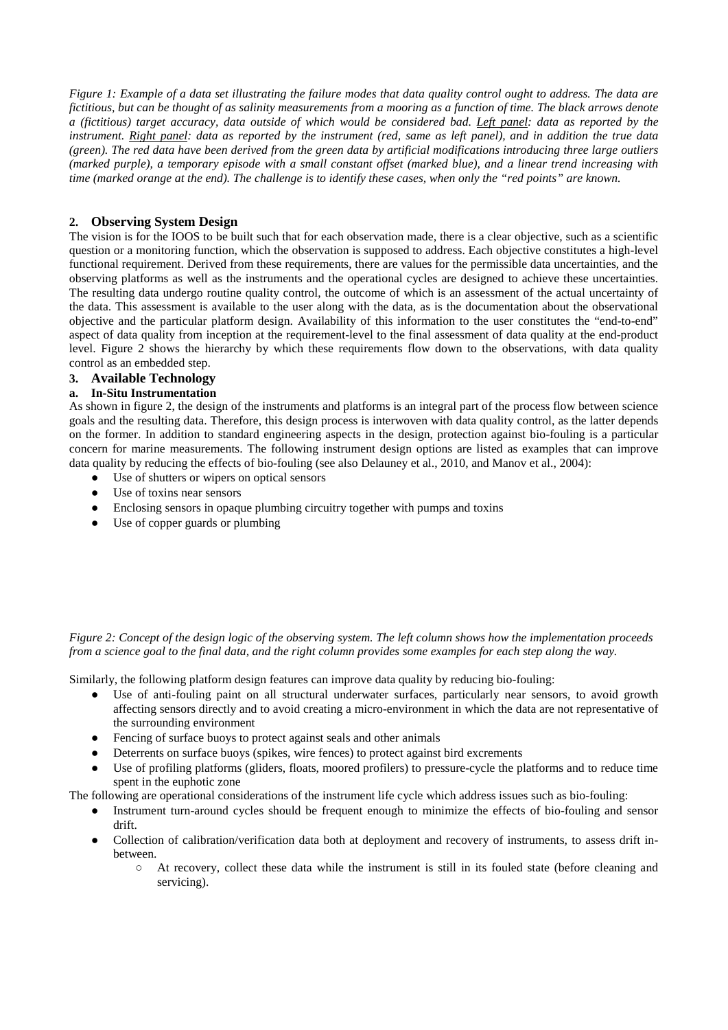*Figure 1: Example of a data set illustrating the failure modes that data quality control ought to address. The data are fictitious, but can be thought of as salinity measurements from a mooring as a function of time. The black arrows denote a (fictitious) target accuracy, data outside of which would be considered bad. Left panel: data as reported by the instrument. Right panel: data as reported by the instrument (red, same as left panel), and in addition the true data (green). The red data have been derived from the green data by artificial modifications introducing three large outliers (marked purple), a temporary episode with a small constant offset (marked blue), and a linear trend increasing with time (marked orange at the end). The challenge is to identify these cases, when only the "red points" are known.*

## 2. Observing System Design

The vision is for the IOOS to be built such that for each observation made, there is a clear objective, such as a scientific question or a monitoring function, which the observation is supposed to address. Each objective constitutes a high-level functional requirement. Derived from these requirements, there are values for the permissible data uncertainties, and the observing platforms as well as the instruments and the operational cycles are designed to achieve these uncertainties. The resulting data undergo routine quality control, the outcome of which is an assessment of the actual uncertainty of the data. This assessment is available to the user along with the data, as is the documentation about the observational objective and the particular platform design. Availability of this information to the user constitutes the "end-to-end" aspect of data quality from inception at the requirement-level to the final assessment of data quality at the end-product level. Figure 2 shows the hierarchy by which these requirements flow down to the observations, with data quality control as an embedded step.

## 3. Available Technology

### a. In-Situ Instrumentation

As shown in figure 2, the design of the instruments and platforms is an integral part of the process flow between science goals and the resulting data. Therefore, this design process is interwoven with data quality control, as the latter depends on the former. In addition to standard engineering aspects in the design, protection against bio-fouling is a particular concern for marine measurements. The following instrument design options are listed as examples that can improve data quality by reducing the effects of bio-fouling (see also Delauney et al., 2010, and Manov et al., 2004):

- Use of shutters or wipers on optical sensors
- Use of toxins near sensors
- Enclosing sensors in opaque plumbing circuitry together with pumps and toxins
- Use of copper guards or plumbing

*Figure 2: Concept of the design logic of the observing system. The left column shows how the implementation proceeds from a science goal to the final data, and the right column provides some examples for each step along the way.*

Similarly, the following platform design features can improve data quality by reducing bio-fouling:

- Use of anti-fouling paint on all structural underwater surfaces, particularly near sensors, to avoid growth affecting sensors directly and to avoid creating a micro-environment in which the data are not representative of the surrounding environment
- Fencing of surface buoys to protect against seals and other animals
- Deterrents on surface buoys (spikes, wire fences) to protect against bird excrements
- Use of profiling platforms (gliders, floats, moored profilers) to pressure-cycle the platforms and to reduce time spent in the euphotic zone

The following are operational considerations of the instrument life cycle which address issues such as bio-fouling:

- Instrument turn-around cycles should be frequent enough to minimize the effects of bio-fouling and sensor drift.
- Collection of calibration/verification data both at deployment and recovery of instruments, to assess drift in-between.
  - At recovery, collect these data while the instrument is still in its fouled state (before cleaning and servicing).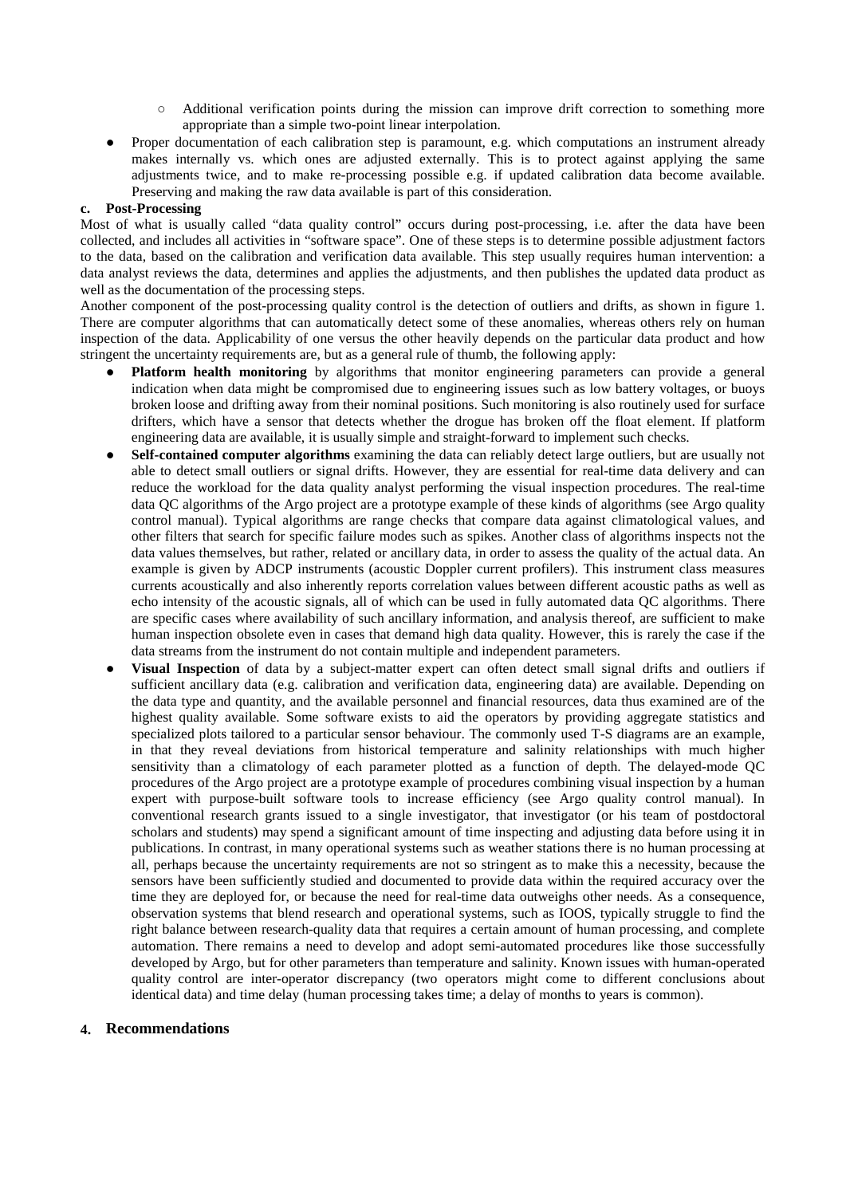- ○ Additional verification points during the mission can improve drift correction to something more appropriate than a simple two-point linear interpolation.
- Proper documentation of each calibration step is paramount, e.g. which computations an instrument already makes internally vs. which ones are adjusted externally. This is to protect against applying the same adjustments twice, and to make re-processing possible e.g. if updated calibration data become available. Preserving and making the raw data available is part of this consideration.

### c. Post-Processing

Most of what is usually called "data quality control" occurs during post-processing, i.e. after the data have been collected, and includes all activities in "software space". One of these steps is to determine possible adjustment factors to the data, based on the calibration and verification data available. This step usually requires human intervention: a data analyst reviews the data, determines and applies the adjustments, and then publishes the updated data product as well as the documentation of the processing steps.

Another component of the post-processing quality control is the detection of outliers and drifts, as shown in figure 1. There are computer algorithms that can automatically detect some of these anomalies, whereas others rely on human inspection of the data. Applicability of one versus the other heavily depends on the particular data product and how stringent the uncertainty requirements are, but as a general rule of thumb, the following apply:

- **Platform health monitoring** by algorithms that monitor engineering parameters can provide a general indication when data might be compromised due to engineering issues such as low battery voltages, or buoys broken loose and drifting away from their nominal positions. Such monitoring is also routinely used for surface drifters, which have a sensor that detects whether the drogue has broken off the float element. If platform engineering data are available, it is usually simple and straight-forward to implement such checks.
- **Self-contained computer algorithms** examining the data can reliably detect large outliers, but are usually not able to detect small outliers or signal drifts. However, they are essential for real-time data delivery and can reduce the workload for the data quality analyst performing the visual inspection procedures. The real-time data QC algorithms of the Argo project are a prototype example of these kinds of algorithms (see Argo quality control manual). Typical algorithms are range checks that compare data against climatological values, and other filters that search for specific failure modes such as spikes. Another class of algorithms inspects not the data values themselves, but rather, related or ancillary data, in order to assess the quality of the actual data. An example is given by ADCP instruments (acoustic Doppler current profilers). This instrument class measures currents acoustically and also inherently reports correlation values between different acoustic paths as well as echo intensity of the acoustic signals, all of which can be used in fully automated data QC algorithms. There are specific cases where availability of such ancillary information, and analysis thereof, are sufficient to make human inspection obsolete even in cases that demand high data quality. However, this is rarely the case if the data streams from the instrument do not contain multiple and independent parameters.
- **Visual Inspection** of data by a subject-matter expert can often detect small signal drifts and outliers if sufficient ancillary data (e.g. calibration and verification data, engineering data) are available. Depending on the data type and quantity, and the available personnel and financial resources, data thus examined are of the highest quality available. Some software exists to aid the operators by providing aggregate statistics and specialized plots tailored to a particular sensor behaviour. The commonly used T-S diagrams are an example, in that they reveal deviations from historical temperature and salinity relationships with much higher sensitivity than a climatology of each parameter plotted as a function of depth. The delayed-mode QC procedures of the Argo project are a prototype example of procedures combining visual inspection by a human expert with purpose-built software tools to increase efficiency (see Argo quality control manual). In conventional research grants issued to a single investigator, that investigator (or his team of postdoctoral scholars and students) may spend a significant amount of time inspecting and adjusting data before using it in publications. In contrast, in many operational systems such as weather stations there is no human processing at all, perhaps because the uncertainty requirements are not so stringent as to make this a necessity, because the sensors have been sufficiently studied and documented to provide data within the required accuracy over the time they are deployed for, or because the need for real-time data outweighs other needs. As a consequence, observation systems that blend research and operational systems, such as IOOS, typically struggle to find the right balance between research-quality data that requires a certain amount of human processing, and complete automation. There remains a need to develop and adopt semi-automated procedures like those successfully developed by Argo, but for other parameters than temperature and salinity. Known issues with human-operated quality control are inter-operator discrepancy (two operators might come to different conclusions about identical data) and time delay (human processing takes time; a delay of months to years is common).

## 4. Recommendations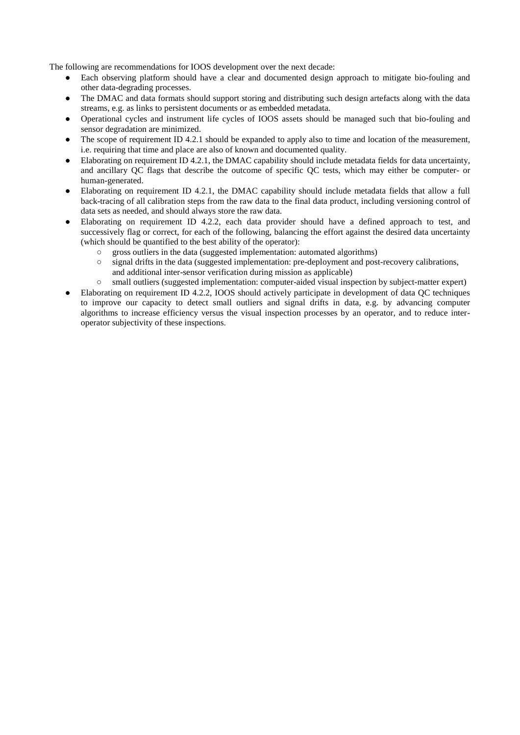The following are recommendations for IOOS development over the next decade:

- Each observing platform should have a clear and documented design approach to mitigate bio-fouling and other data-degrading processes.
- The DMAC and data formats should support storing and distributing such design artefacts along with the data streams, e.g. as links to persistent documents or as embedded metadata.
- Operational cycles and instrument life cycles of IOOS assets should be managed such that bio-fouling and sensor degradation are minimized.
- The scope of requirement ID 4.2.1 should be expanded to apply also to time and location of the measurement, i.e. requiring that time and place are also of known and documented quality.
- Elaborating on requirement ID 4.2.1, the DMAC capability should include metadata fields for data uncertainty, and ancillary QC flags that describe the outcome of specific QC tests, which may either be computer- or human-generated.
- Elaborating on requirement ID 4.2.1, the DMAC capability should include metadata fields that allow a full back-tracing of all calibration steps from the raw data to the final data product, including versioning control of data sets as needed, and should always store the raw data.
- Elaborating on requirement ID 4.2.2, each data provider should have a defined approach to test, and successively flag or correct, for each of the following, balancing the effort against the desired data uncertainty (which should be quantified to the best ability of the operator):
  - gross outliers in the data (suggested implementation: automated algorithms)
  - signal drifts in the data (suggested implementation: pre-deployment and post-recovery calibrations, and additional inter-sensor verification during mission as applicable)
  - small outliers (suggested implementation: computer-aided visual inspection by subject-matter expert)
- Elaborating on requirement ID 4.2.2, IOOS should actively participate in development of data QC techniques to improve our capacity to detect small outliers and signal drifts in data, e.g. by advancing computer algorithms to increase efficiency versus the visual inspection processes by an operator, and to reduce inter-operator subjectivity of these inspections.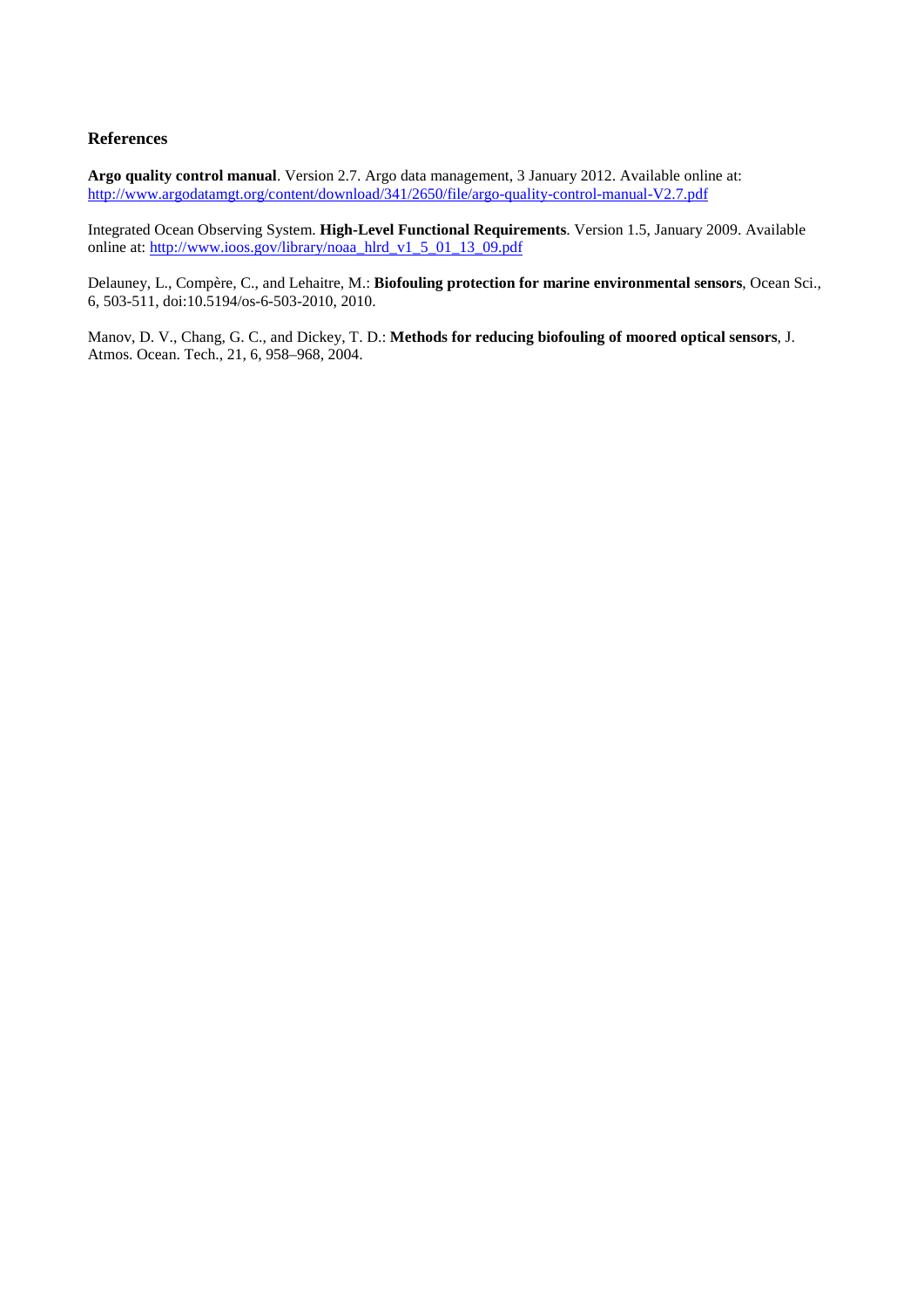## References

**Argo quality control manual**. Version 2.7. Argo data management, 3 January 2012. Available online at: http://www.argodatamgt.org/content/download/341/2650/file/argo-quality-control-manual-V2.7.pdf

Integrated Ocean Observing System. **High-Level Functional Requirements**. Version 1.5, January 2009. Available online at: http://www.ioos.gov/library/noaa_hlrd_v1_5_01_13_09.pdf

Delauney, L., Compère, C., and Lehaitre, M.: **Biofouling protection for marine environmental sensors**, Ocean Sci., 6, 503-511, doi:10.5194/os-6-503-2010, 2010.

Manov, D. V., Chang, G. C., and Dickey, T. D.: **Methods for reducing biofouling of moored optical sensors**, J. Atmos. Ocean. Tech., 21, 6, 958–968, 2004.